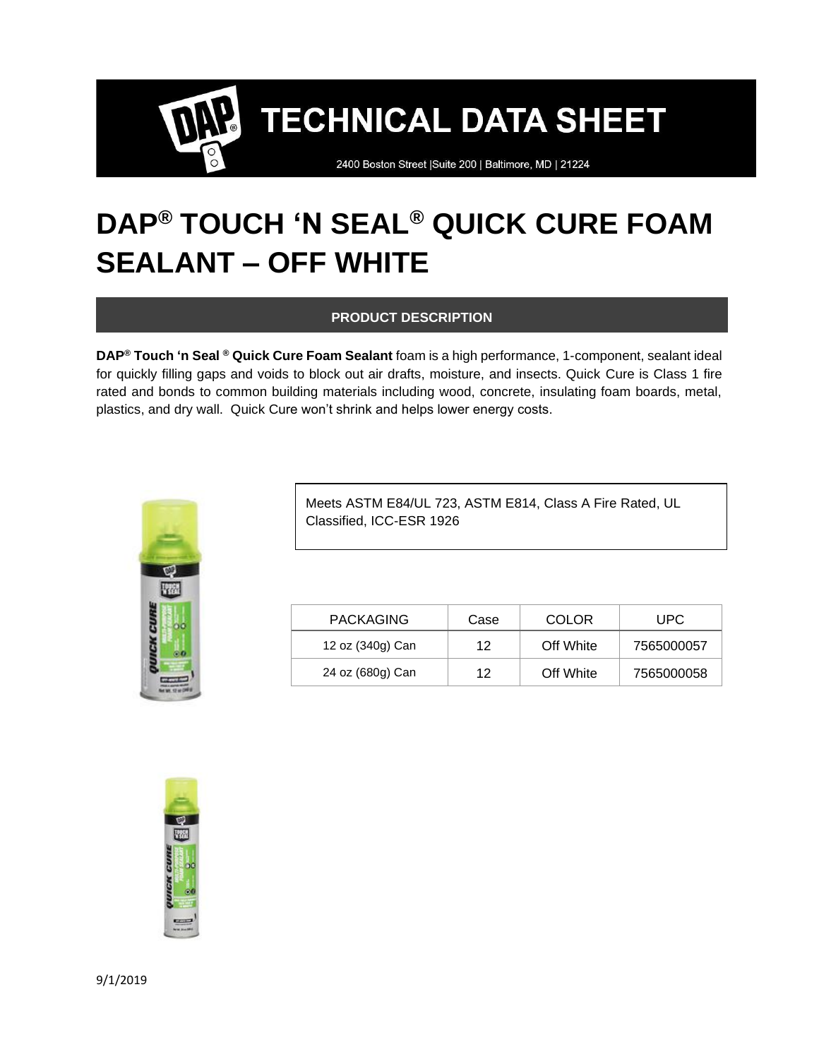# TECHNICAL DATA SHEET

2400 Boston Street |Suite 200 | Baltimore, MD | 21224

# DAP® TOUCH 'N SEAL® QUICK CURE FOAM SEALANT – OFF WHITE

## PRODUCT DESCRIPTION

**DAP® Touch 'n Seal ® Quick Cure Foam Sealant** foam is a high performance, 1-component, sealant ideal for quickly filling gaps and voids to block out air drafts, moisture, and insects. Quick Cure is Class 1 fire rated and bonds to common building materials including wood, concrete, insulating foam boards, metal, plastics, and dry wall. Quick Cure won't shrink and helps lower energy costs.

Meets ASTM E84/UL 723, ASTM E814, Class A Fire Rated, UL Classified, ICC-ESR 1926

| PACKAGING | Case | COLOR | UPC |
| --- | --- | --- | --- |
| 12 oz (340g) Can | 12 | Off White | 7565000057 |
| 24 oz (680g) Can | 12 | Off White | 7565000058 |

9/1/2019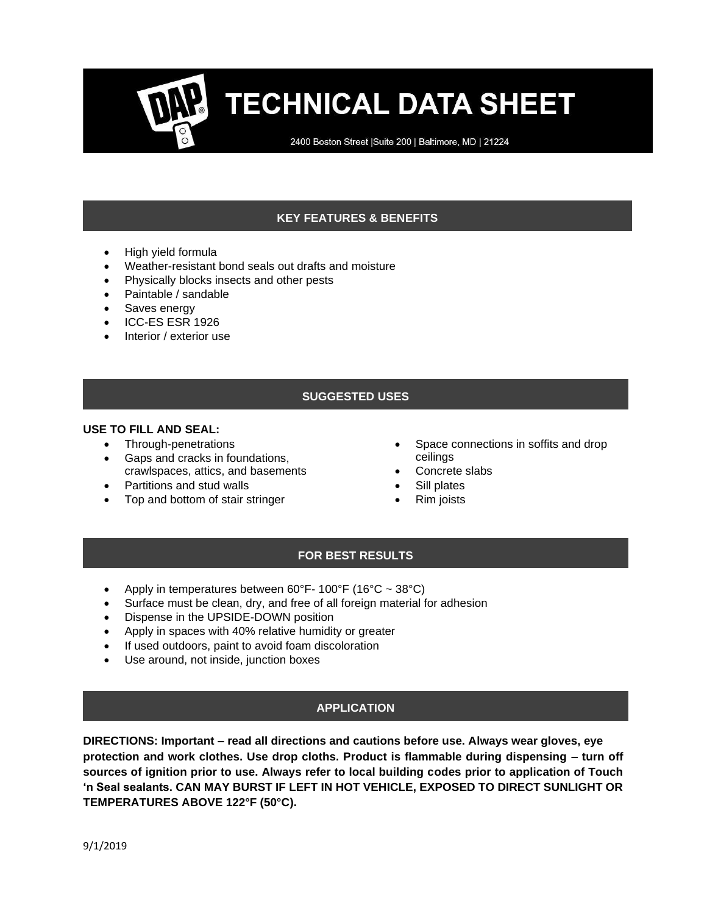# TECHNICAL DATA SHEET

2400 Boston Street |Suite 200 | Baltimore, MD | 21224

## KEY FEATURES & BENEFITS

- High yield formula
- Weather-resistant bond seals out drafts and moisture
- Physically blocks insects and other pests
- Paintable / sandable
- Saves energy
- ICC-ES ESR 1926
- Interior / exterior use

## SUGGESTED USES

**USE TO FILL AND SEAL:**

- Through-penetrations
- Gaps and cracks in foundations, crawlspaces, attics, and basements
- Partitions and stud walls
- Top and bottom of stair stringer
- Space connections in soffits and drop ceilings
- Concrete slabs
- Sill plates
- Rim joists

## FOR BEST RESULTS

- Apply in temperatures between 60°F- 100°F (16°C ~ 38°C)
- Surface must be clean, dry, and free of all foreign material for adhesion
- Dispense in the UPSIDE-DOWN position
- Apply in spaces with 40% relative humidity or greater
- If used outdoors, paint to avoid foam discoloration
- Use around, not inside, junction boxes

## APPLICATION

**DIRECTIONS: Important – read all directions and cautions before use. Always wear gloves, eye protection and work clothes. Use drop cloths. Product is flammable during dispensing – turn off sources of ignition prior to use. Always refer to local building codes prior to application of Touch 'n Seal sealants. CAN MAY BURST IF LEFT IN HOT VEHICLE, EXPOSED TO DIRECT SUNLIGHT OR TEMPERATURES ABOVE 122°F (50°C).**

9/1/2019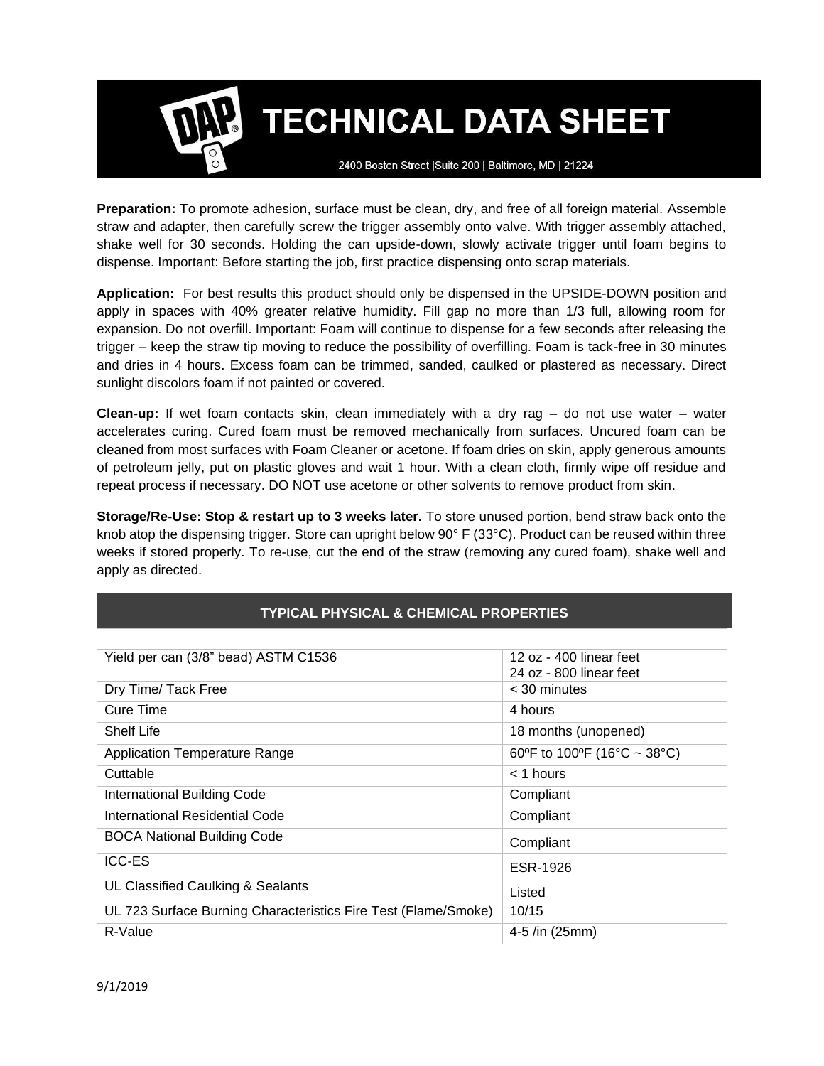# TECHNICAL DATA SHEET

2400 Boston Street |Suite 200 | Baltimore, MD | 21224

**Preparation:** To promote adhesion, surface must be clean, dry, and free of all foreign material. Assemble straw and adapter, then carefully screw the trigger assembly onto valve. With trigger assembly attached, shake well for 30 seconds. Holding the can upside-down, slowly activate trigger until foam begins to dispense. Important: Before starting the job, first practice dispensing onto scrap materials.

**Application:** For best results this product should only be dispensed in the UPSIDE-DOWN position and apply in spaces with 40% greater relative humidity. Fill gap no more than 1/3 full, allowing room for expansion. Do not overfill. Important: Foam will continue to dispense for a few seconds after releasing the trigger – keep the straw tip moving to reduce the possibility of overfilling. Foam is tack-free in 30 minutes and dries in 4 hours. Excess foam can be trimmed, sanded, caulked or plastered as necessary. Direct sunlight discolors foam if not painted or covered.

**Clean-up:** If wet foam contacts skin, clean immediately with a dry rag – do not use water – water accelerates curing. Cured foam must be removed mechanically from surfaces. Uncured foam can be cleaned from most surfaces with Foam Cleaner or acetone. If foam dries on skin, apply generous amounts of petroleum jelly, put on plastic gloves and wait 1 hour. With a clean cloth, firmly wipe off residue and repeat process if necessary. DO NOT use acetone or other solvents to remove product from skin.

**Storage/Re-Use: Stop & restart up to 3 weeks later.** To store unused portion, bend straw back onto the knob atop the dispensing trigger. Store can upright below 90° F (33°C). Product can be reused within three weeks if stored properly. To re-use, cut the end of the straw (removing any cured foam), shake well and apply as directed.

| TYPICAL PHYSICAL & CHEMICAL PROPERTIES | |
|---|---|
| Yield per can (3/8" bead) ASTM C1536 | 12 oz - 400 linear feet<br>24 oz - 800 linear feet |
| Dry Time/ Tack Free | < 30 minutes |
| Cure Time | 4 hours |
| Shelf Life | 18 months (unopened) |
| Application Temperature Range | 60ºF to 100ºF (16°C ~ 38°C) |
| Cuttable | < 1 hours |
| International Building Code | Compliant |
| International Residential Code | Compliant |
| BOCA National Building Code | Compliant |
| ICC-ES | ESR-1926 |
| UL Classified Caulking & Sealants | Listed |
| UL 723 Surface Burning Characteristics Fire Test (Flame/Smoke) | 10/15 |
| R-Value | 4-5 /in (25mm) |

9/1/2019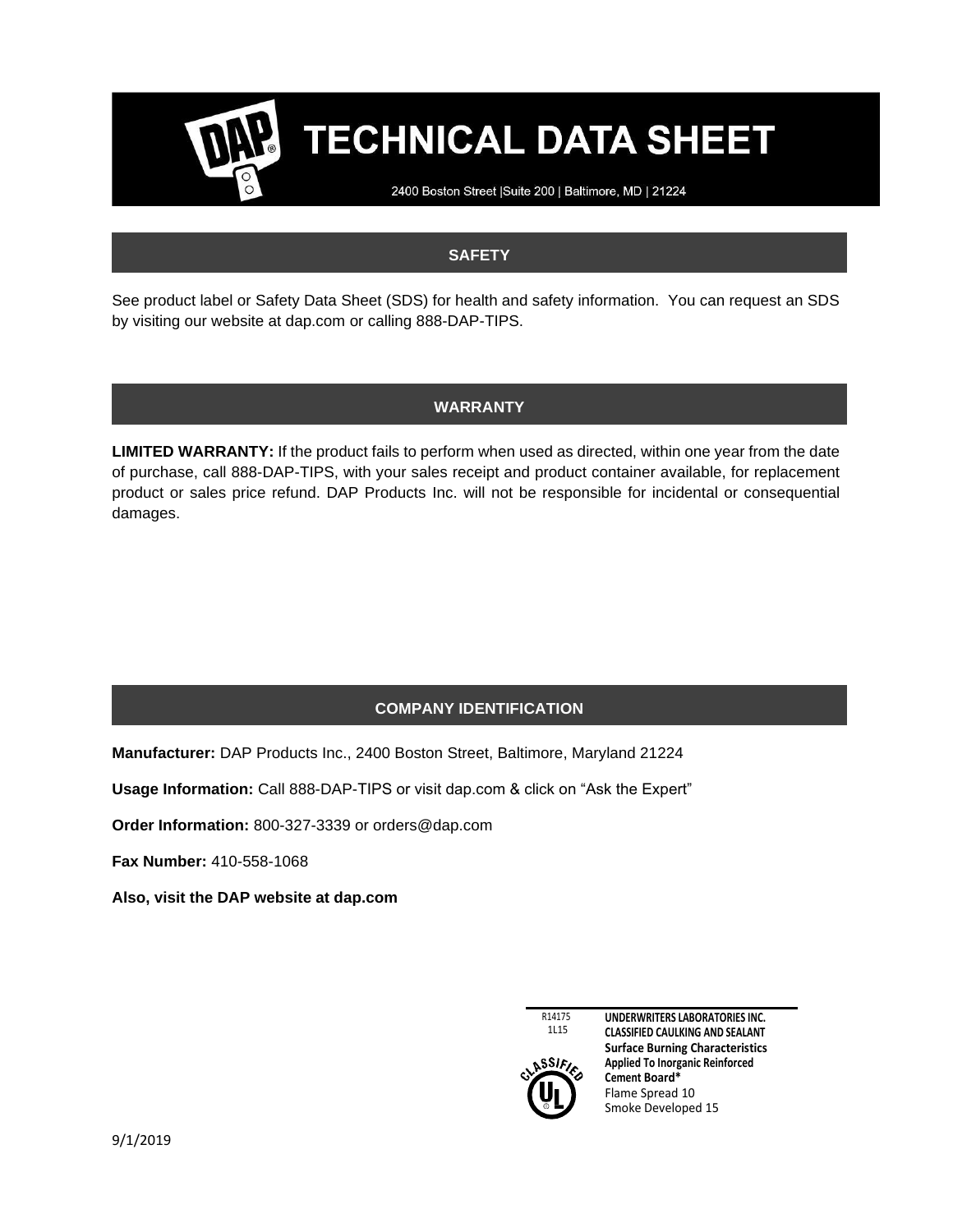# TECHNICAL DATA SHEET

2400 Boston Street |Suite 200 | Baltimore, MD | 21224

## SAFETY

See product label or Safety Data Sheet (SDS) for health and safety information. You can request an SDS by visiting our website at dap.com or calling 888-DAP-TIPS.

## WARRANTY

**LIMITED WARRANTY:** If the product fails to perform when used as directed, within one year from the date of purchase, call 888-DAP-TIPS, with your sales receipt and product container available, for replacement product or sales price refund. DAP Products Inc. will not be responsible for incidental or consequential damages.

## COMPANY IDENTIFICATION

**Manufacturer:** DAP Products Inc., 2400 Boston Street, Baltimore, Maryland 21224

**Usage Information:** Call 888-DAP-TIPS or visit dap.com & click on "Ask the Expert"

**Order Information:** 800-327-3339 or orders@dap.com

**Fax Number:** 410-558-1068

**Also, visit the DAP website at dap.com**

R14175
1L15

**UNDERWRITERS LABORATORIES INC.**
**CLASSIFIED CAULKING AND SEALANT**
**Surface Burning Characteristics**
**Applied To Inorganic Reinforced Cement Board***
Flame Spread 10
Smoke Developed 15

9/1/2019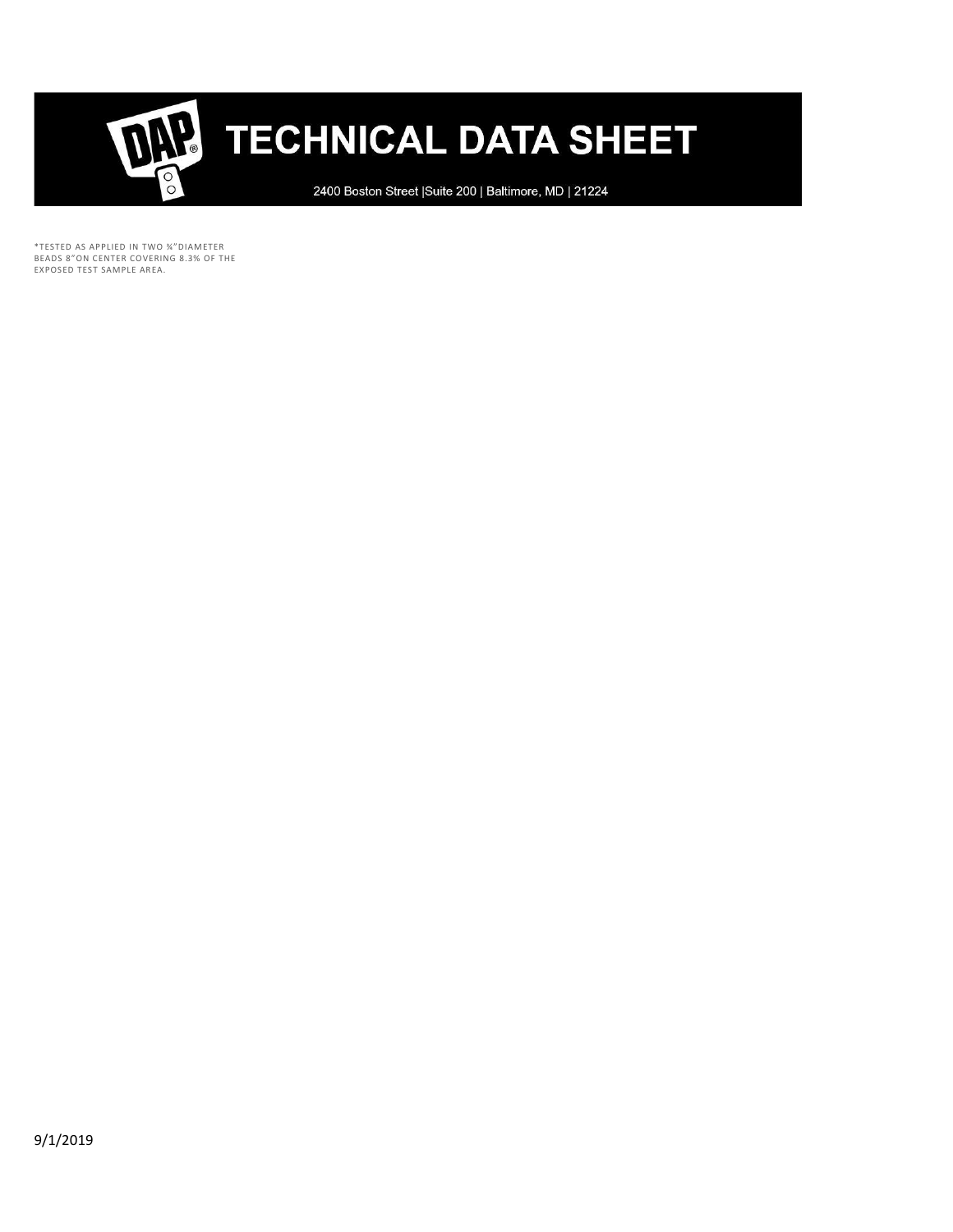*TESTED AS APPLIED IN TWO ⅜" DIAMETER BEADS 8" ON CENTER COVERING 8.3% OF THE EXPOSED TEST SAMPLE AREA.